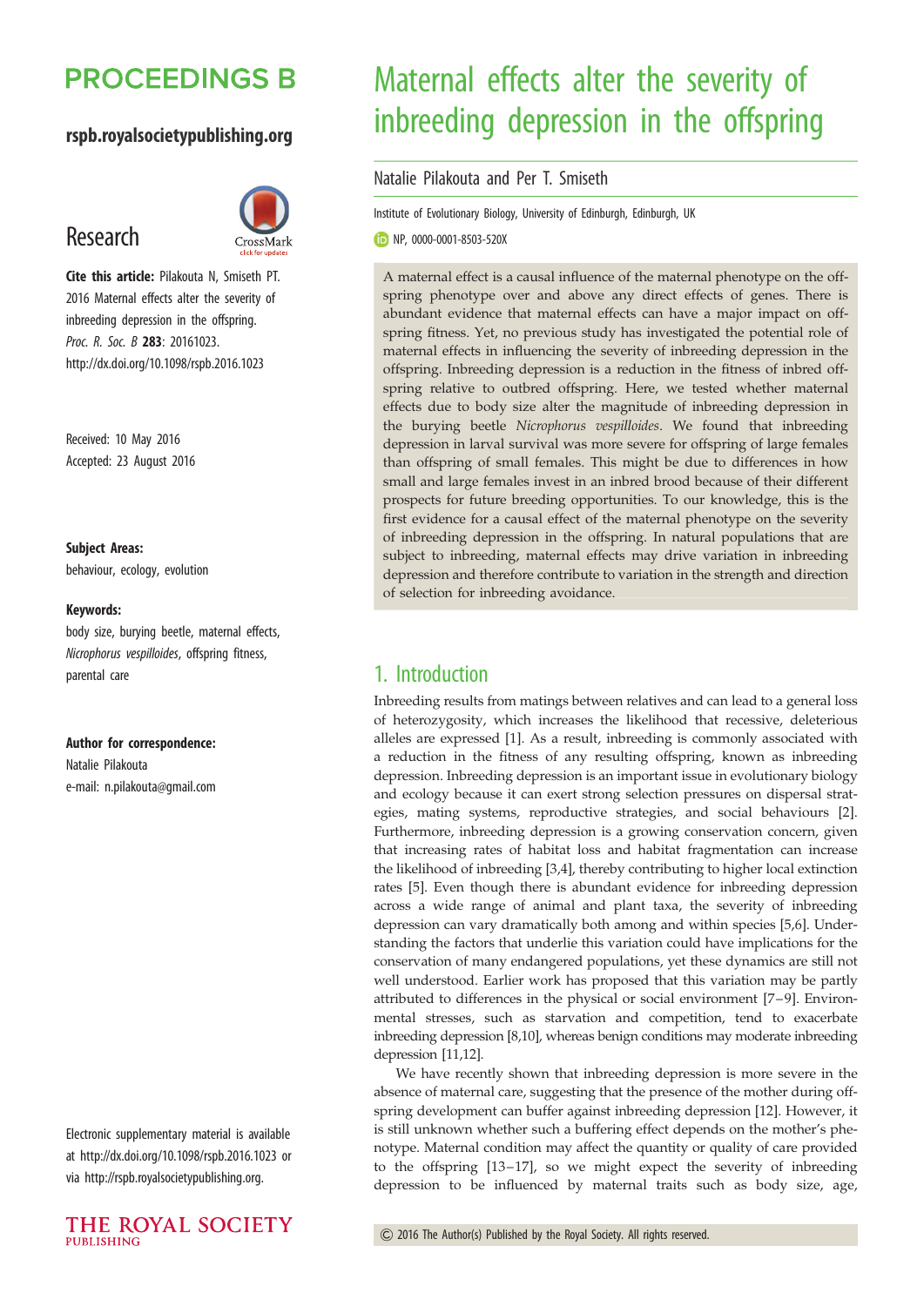# Maternal effects alter the severity of inbreeding depression in the offspring

Natalie Pilakouta and Per T. Smiseth

Institute of Evolutionary Biology, University of Edinburgh, Edinburgh, UK

NP, 0000-0001-8503-520X

**PROCEEDINGS B**

**rspb.royalsocietypublishing.org**

## Research

**Cite this article:** Pilakouta N, Smiseth PT. 2016 Maternal effects alter the severity of inbreeding depression in the offspring. *Proc. R. Soc. B* **283**: 20161023. http://dx.doi.org/10.1098/rspb.2016.1023

Received: 10 May 2016
Accepted: 23 August 2016

**Subject Areas:**
behaviour, ecology, evolution

**Keywords:**
body size, burying beetle, maternal effects, *Nicrophorus vespilloides*, offspring fitness, parental care

**Author for correspondence:**
Natalie Pilakouta
e-mail: n.pilakouta@gmail.com

Electronic supplementary material is available at http://dx.doi.org/10.1098/rspb.2016.1023 or via http://rspb.royalsocietypublishing.org.

A maternal effect is a causal influence of the maternal phenotype on the offspring phenotype over and above any direct effects of genes. There is abundant evidence that maternal effects can have a major impact on offspring fitness. Yet, no previous study has investigated the potential role of maternal effects in influencing the severity of inbreeding depression in the offspring. Inbreeding depression is a reduction in the fitness of inbred offspring relative to outbred offspring. Here, we tested whether maternal effects due to body size alter the magnitude of inbreeding depression in the burying beetle *Nicrophorus vespilloides*. We found that inbreeding depression in larval survival was more severe for offspring of large females than offspring of small females. This might be due to differences in how small and large females invest in an inbred brood because of their different prospects for future breeding opportunities. To our knowledge, this is the first evidence for a causal effect of the maternal phenotype on the severity of inbreeding depression in the offspring. In natural populations that are subject to inbreeding, maternal effects may drive variation in inbreeding depression and therefore contribute to variation in the strength and direction of selection for inbreeding avoidance.

## 1. Introduction

Inbreeding results from matings between relatives and can lead to a general loss of heterozygosity, which increases the likelihood that recessive, deleterious alleles are expressed [1]. As a result, inbreeding is commonly associated with a reduction in the fitness of any resulting offspring, known as inbreeding depression. Inbreeding depression is an important issue in evolutionary biology and ecology because it can exert strong selection pressures on dispersal strategies, mating systems, reproductive strategies, and social behaviours [2]. Furthermore, inbreeding depression is a growing conservation concern, given that increasing rates of habitat loss and habitat fragmentation can increase the likelihood of inbreeding [3,4], thereby contributing to higher local extinction rates [5]. Even though there is abundant evidence for inbreeding depression across a wide range of animal and plant taxa, the severity of inbreeding depression can vary dramatically both among and within species [5,6]. Understanding the factors that underlie this variation could have implications for the conservation of many endangered populations, yet these dynamics are still not well understood. Earlier work has proposed that this variation may be partly attributed to differences in the physical or social environment [7–9]. Environmental stresses, such as starvation and competition, tend to exacerbate inbreeding depression [8,10], whereas benign conditions may moderate inbreeding depression [11,12].

We have recently shown that inbreeding depression is more severe in the absence of maternal care, suggesting that the presence of the mother during offspring development can buffer against inbreeding depression [12]. However, it is still unknown whether such a buffering effect depends on the mother's phenotype. Maternal condition may affect the quantity or quality of care provided to the offspring [13–17], so we might expect the severity of inbreeding depression to be influenced by maternal traits such as body size, age,

© 2016 The Author(s) Published by the Royal Society. All rights reserved.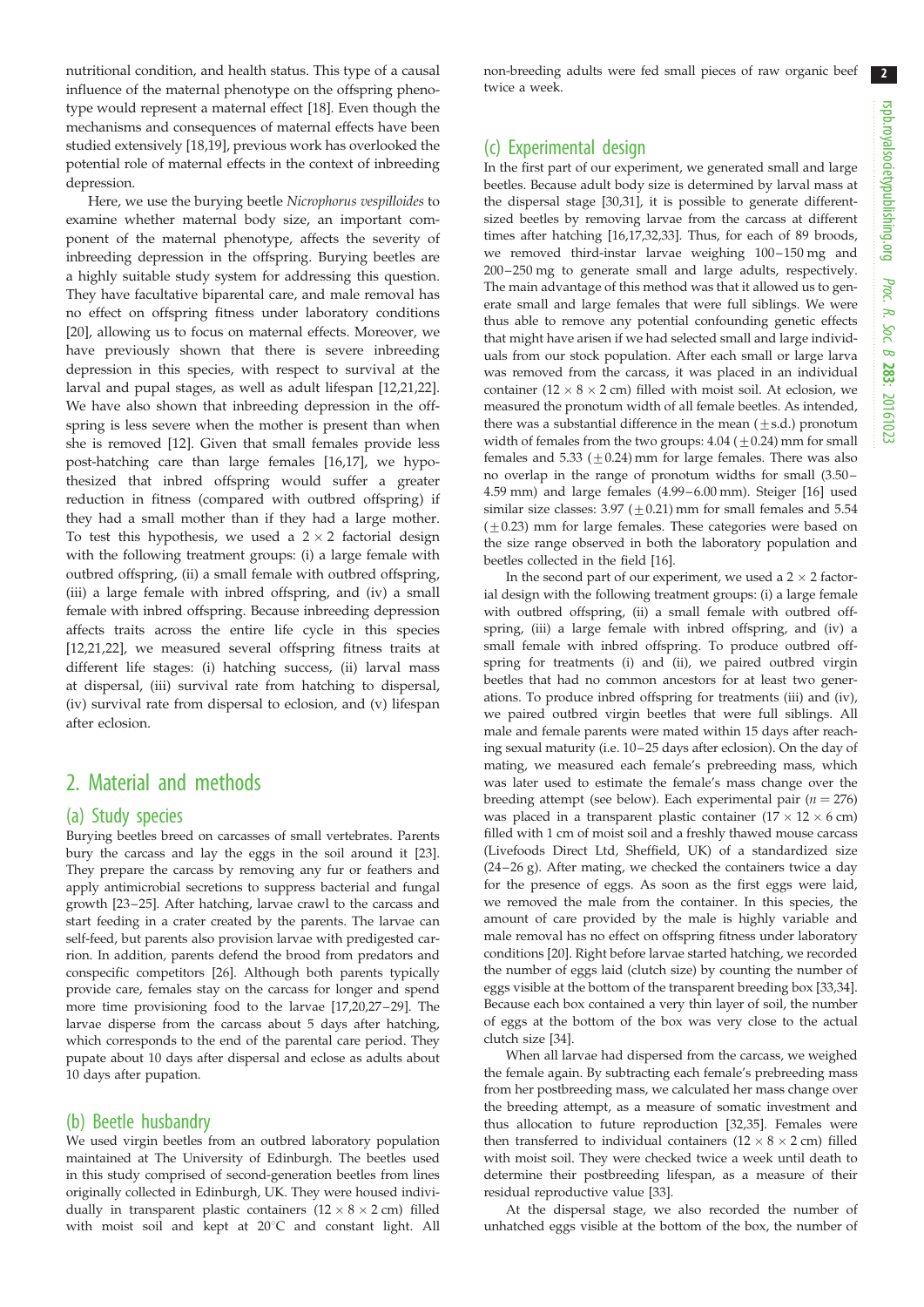nutritional condition, and health status. This type of a causal influence of the maternal phenotype on the offspring phenotype would represent a maternal effect [18]. Even though the mechanisms and consequences of maternal effects have been studied extensively [18,19], previous work has overlooked the potential role of maternal effects in the context of inbreeding depression.

Here, we use the burying beetle *Nicrophorus vespilloides* to examine whether maternal body size, an important component of the maternal phenotype, affects the severity of inbreeding depression in the offspring. Burying beetles are a highly suitable study system for addressing this question. They have facultative biparental care, and male removal has no effect on offspring fitness under laboratory conditions [20], allowing us to focus on maternal effects. Moreover, we have previously shown that there is severe inbreeding depression in this species, with respect to survival at the larval and pupal stages, as well as adult lifespan [12,21,22]. We have also shown that inbreeding depression in the offspring is less severe when the mother is present than when she is removed [12]. Given that small females provide less post-hatching care than large females [16,17], we hypothesized that inbred offspring would suffer a greater reduction in fitness (compared with outbred offspring) if they had a small mother than if they had a large mother. To test this hypothesis, we used a $2 \times 2$ factorial design with the following treatment groups: (i) a large female with outbred offspring, (ii) a small female with outbred offspring, (iii) a large female with inbred offspring, and (iv) a small female with inbred offspring. Because inbreeding depression affects traits across the entire life cycle in this species [12,21,22], we measured several offspring fitness traits at different life stages: (i) hatching success, (ii) larval mass at dispersal, (iii) survival rate from hatching to dispersal, (iv) survival rate from dispersal to eclosion, and (v) lifespan after eclosion.

## 2. Material and methods

### (a) Study species

Burying beetles breed on carcasses of small vertebrates. Parents bury the carcass and lay the eggs in the soil around it [23]. They prepare the carcass by removing any fur or feathers and apply antimicrobial secretions to suppress bacterial and fungal growth [23–25]. After hatching, larvae crawl to the carcass and start feeding in a crater created by the parents. The larvae can self-feed, but parents also provision larvae with predigested carrion. In addition, parents defend the brood from predators and conspecific competitors [26]. Although both parents typically provide care, females stay on the carcass for longer and spend more time provisioning food to the larvae [17,20,27–29]. The larvae disperse from the carcass about 5 days after hatching, which corresponds to the end of the parental care period. They pupate about 10 days after dispersal and eclose as adults about 10 days after pupation.

### (b) Beetle husbandry

We used virgin beetles from an outbred laboratory population maintained at The University of Edinburgh. The beetles used in this study comprised of second-generation beetles from lines originally collected in Edinburgh, UK. They were housed individually in transparent plastic containers ($12 \times 8 \times 2$ cm) filled with moist soil and kept at 20°C and constant light. All non-breeding adults were fed small pieces of raw organic beef twice a week.

### (c) Experimental design

In the first part of our experiment, we generated small and large beetles. Because adult body size is determined by larval mass at the dispersal stage [30,31], it is possible to generate different-sized beetles by removing larvae from the carcass at different times after hatching [16,17,32,33]. Thus, for each of 89 broods, we removed third-instar larvae weighing 100–150 mg and 200–250 mg to generate small and large adults, respectively. The main advantage of this method was that it allowed us to generate small and large females that were full siblings. We were thus able to remove any potential confounding genetic effects that might have arisen if we had selected small and large individuals from our stock population. After each small or large larva was removed from the carcass, it was placed in an individual container ($12 \times 8 \times 2$ cm) filled with moist soil. At eclosion, we measured the pronotum width of all female beetles. As intended, there was a substantial difference in the mean ($\pm$s.d.) pronotum width of females from the two groups: 4.04 ($\pm$0.24) mm for small females and 5.33 ($\pm$0.24) mm for large females. There was also no overlap in the range of pronotum widths for small (3.50–4.59 mm) and large females (4.99–6.00 mm). Steiger [16] used similar size classes: 3.97 ($\pm$0.21) mm for small females and 5.54 ($\pm$0.23) mm for large females. These categories were based on the size range observed in both the laboratory population and beetles collected in the field [16].

In the second part of our experiment, we used a $2 \times 2$ factorial design with the following treatment groups: (i) a large female with outbred offspring, (ii) a small female with outbred offspring, (iii) a large female with inbred offspring, and (iv) a small female with inbred offspring. To produce outbred offspring for treatments (i) and (ii), we paired outbred virgin beetles that had no common ancestors for at least two generations. To produce inbred offspring for treatments (iii) and (iv), we paired outbred virgin beetles that were full siblings. All male and female parents were mated within 15 days after reaching sexual maturity (i.e. 10–25 days after eclosion). On the day of mating, we measured each female's prebreeding mass, which was later used to estimate the female's mass change over the breeding attempt (see below). Each experimental pair ($n = 276$) was placed in a transparent plastic container ($17 \times 12 \times 6$ cm) filled with 1 cm of moist soil and a freshly thawed mouse carcass (Livefoods Direct Ltd, Sheffield, UK) of a standardized size (24–26 g). After mating, we checked the containers twice a day for the presence of eggs. As soon as the first eggs were laid, we removed the male from the container. In this species, the amount of care provided by the male is highly variable and male removal has no effect on offspring fitness under laboratory conditions [20]. Right before larvae started hatching, we recorded the number of eggs laid (clutch size) by counting the number of eggs visible at the bottom of the transparent breeding box [33,34]. Because each box contained a very thin layer of soil, the number of eggs at the bottom of the box was very close to the actual clutch size [34].

When all larvae had dispersed from the carcass, we weighed the female again. By subtracting each female's prebreeding mass from her postbreeding mass, we calculated her mass change over the breeding attempt, as a measure of somatic investment and thus allocation to future reproduction [32,35]. Females were then transferred to individual containers ($12 \times 8 \times 2$ cm) filled with moist soil. They were checked twice a week until death to determine their postbreeding lifespan, as a measure of their residual reproductive value [33].

At the dispersal stage, we also recorded the number of unhatched eggs visible at the bottom of the box, the number of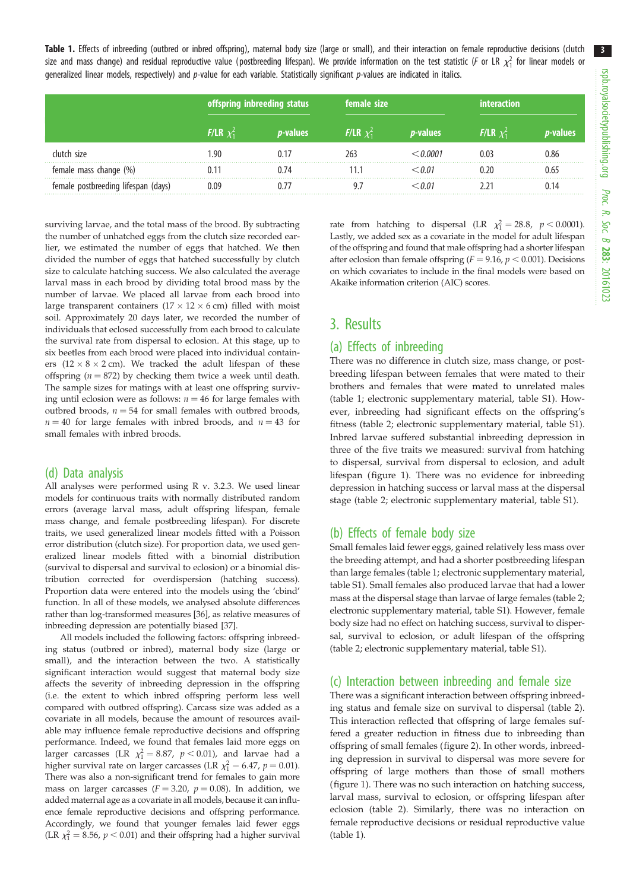**Table 1.** Effects of inbreeding (outbred or inbred offspring), maternal body size (large or small), and their interaction on female reproductive decisions (clutch size and mass change) and residual reproductive value (postbreeding lifespan). We provide information on the test statistic ($F$ or LR $\chi^2_1$ for linear models or generalized linear models, respectively) and $p$-value for each variable. Statistically significant $p$-values are indicated in italics.

| | offspring inbreeding status | | female size | | interaction | |
|---|---|---|---|---|---|---|
| | $F$/LR $\chi^2_1$ | $p$-values | $F$/LR $\chi^2_1$ | $p$-values | $F$/LR $\chi^2_1$ | $p$-values |
| clutch size | 1.90 | 0.17 | 263 | *<0.0001* | 0.03 | 0.86 |
| female mass change (%) | 0.11 | 0.74 | 11.1 | *<0.01* | 0.20 | 0.65 |
| female postbreeding lifespan (days) | 0.09 | 0.77 | 9.7 | *<0.01* | 2.21 | 0.14 |

surviving larvae, and the total mass of the brood. By subtracting the number of unhatched eggs from the clutch size recorded earlier, we estimated the number of eggs that hatched. We then divided the number of eggs that hatched successfully by clutch size to calculate hatching success. We also calculated the average larval mass in each brood by dividing total brood mass by the number of larvae. We placed all larvae from each brood into large transparent containers ($17 \times 12 \times 6$ cm) filled with moist soil. Approximately 20 days later, we recorded the number of individuals that eclosed successfully from each brood to calculate the survival rate from dispersal to eclosion. At this stage, up to six beetles from each brood were placed into individual containers ($12 \times 8 \times 2$ cm). We tracked the adult lifespan of these offspring ($n = 872$) by checking them twice a week until death. The sample sizes for matings with at least one offspring surviving until eclosion were as follows: $n = 46$ for large females with outbred broods, $n = 54$ for small females with outbred broods, $n = 40$ for large females with inbred broods, and $n = 43$ for small females with inbred broods.

### (d) Data analysis

All analyses were performed using R v. 3.2.3. We used linear models for continuous traits with normally distributed random errors (average larval mass, adult offspring lifespan, female mass change, and female postbreeding lifespan). For discrete traits, we used generalized linear models fitted with a Poisson error distribution (clutch size). For proportion data, we used generalized linear models fitted with a binomial distribution (survival to dispersal and survival to eclosion) or a binomial distribution corrected for overdispersion (hatching success). Proportion data were entered into the models using the 'cbind' function. In all of these models, we analysed absolute differences rather than log-transformed measures [36], as relative measures of inbreeding depression are potentially biased [37].

All models included the following factors: offspring inbreeding status (outbred or inbred), maternal body size (large or small), and the interaction between the two. A statistically significant interaction would suggest that maternal body size affects the severity of inbreeding depression in the offspring (i.e. the extent to which inbred offspring perform less well compared with outbred offspring). Carcass size was added as a covariate in all models, because the amount of resources available may influence female reproductive decisions and offspring performance. Indeed, we found that females laid more eggs on larger carcasses (LR $\chi^2_1 = 8.87$, $p < 0.01$), and larvae had a higher survival rate on larger carcasses (LR $\chi^2_1 = 6.47$, $p = 0.01$). There was also a non-significant trend for females to gain more mass on larger carcasses ($F = 3.20$, $p = 0.08$). In addition, we added maternal age as a covariate in all models, because it can influence female reproductive decisions and offspring performance. Accordingly, we found that younger females laid fewer eggs (LR $\chi^2_1 = 8.56$, $p < 0.01$) and their offspring had a higher survival rate from hatching to dispersal (LR $\chi^2_1 = 28.8$, $p < 0.0001$). Lastly, we added sex as a covariate in the model for adult lifespan of the offspring and found that male offspring had a shorter lifespan after eclosion than female offspring ($F = 9.16$, $p < 0.001$). Decisions on which covariates to include in the final models were based on Akaike information criterion (AIC) scores.

## 3. Results

### (a) Effects of inbreeding

There was no difference in clutch size, mass change, or postbreeding lifespan between females that were mated to their brothers and females that were mated to unrelated males (table 1; electronic supplementary material, table S1). However, inbreeding had significant effects on the offspring's fitness (table 2; electronic supplementary material, table S1). Inbred larvae suffered substantial inbreeding depression in three of the five traits we measured: survival from hatching to dispersal, survival from dispersal to eclosion, and adult lifespan (figure 1). There was no evidence for inbreeding depression in hatching success or larval mass at the dispersal stage (table 2; electronic supplementary material, table S1).

### (b) Effects of female body size

Small females laid fewer eggs, gained relatively less mass over the breeding attempt, and had a shorter postbreeding lifespan than large females (table 1; electronic supplementary material, table S1). Small females also produced larvae that had a lower mass at the dispersal stage than larvae of large females (table 2; electronic supplementary material, table S1). However, female body size had no effect on hatching success, survival to dispersal, survival to eclosion, or adult lifespan of the offspring (table 2; electronic supplementary material, table S1).

### (c) Interaction between inbreeding and female size

There was a significant interaction between offspring inbreeding status and female size on survival to dispersal (table 2). This interaction reflected that offspring of large females suffered a greater reduction in fitness due to inbreeding than offspring of small females (figure 2). In other words, inbreeding depression in survival to dispersal was more severe for offspring of large mothers than those of small mothers (figure 1). There was no such interaction on hatching success, larval mass, survival to eclosion, or offspring lifespan after eclosion (table 2). Similarly, there was no interaction on female reproductive decisions or residual reproductive value (table 1).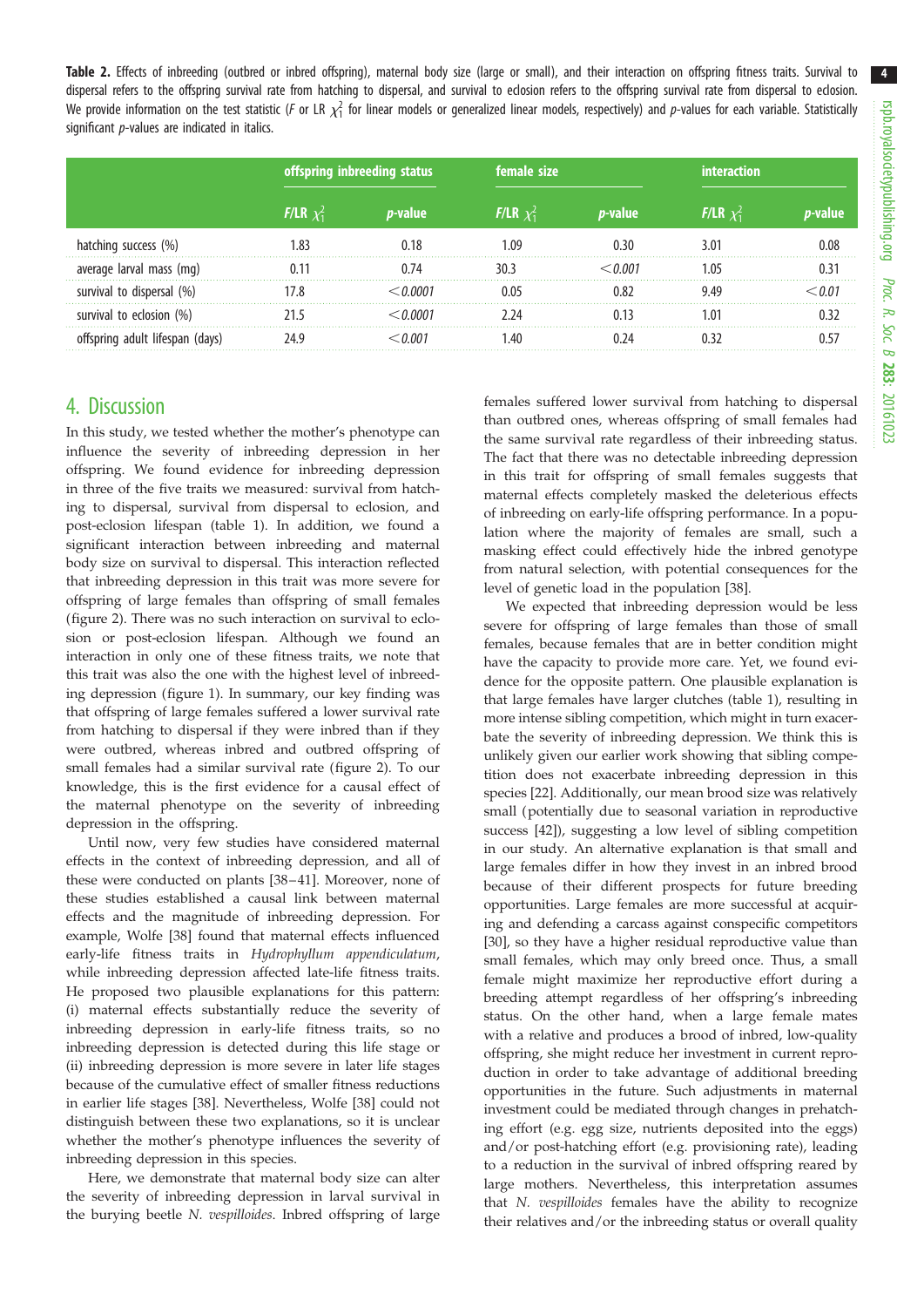**Table 2.** Effects of inbreeding (outbred or inbred offspring), maternal body size (large or small), and their interaction on offspring fitness traits. Survival to dispersal refers to the offspring survival rate from hatching to dispersal, and survival to eclosion refers to the offspring survival rate from dispersal to eclosion. We provide information on the test statistic (*F* or LR $\chi^2_1$ for linear models or generalized linear models, respectively) and *p*-values for each variable. Statistically significant *p*-values are indicated in italics.

| | offspring inbreeding status | | female size | | interaction | |
|---|---|---|---|---|---|---|
| | *F*/LR $\chi^2_1$ | *p*-value | *F*/LR $\chi^2_1$ | *p*-value | *F*/LR $\chi^2_1$ | *p*-value |
| hatching success (%) | 1.83 | 0.18 | 1.09 | 0.30 | 3.01 | 0.08 |
| average larval mass (mg) | 0.11 | 0.74 | 30.3 | *<0.001* | 1.05 | 0.31 |
| survival to dispersal (%) | 17.8 | *<0.0001* | 0.05 | 0.82 | 9.49 | *<0.01* |
| survival to eclosion (%) | 21.5 | *<0.0001* | 2.24 | 0.13 | 1.01 | 0.32 |
| offspring adult lifespan (days) | 24.9 | *<0.001* | 1.40 | 0.24 | 0.32 | 0.57 |

## 4. Discussion

In this study, we tested whether the mother's phenotype can influence the severity of inbreeding depression in her offspring. We found evidence for inbreeding depression in three of the five traits we measured: survival from hatching to dispersal, survival from dispersal to eclosion, and post-eclosion lifespan (table 1). In addition, we found a significant interaction between inbreeding and maternal body size on survival to dispersal. This interaction reflected that inbreeding depression in this trait was more severe for offspring of large females than offspring of small females (figure 2). There was no such interaction on survival to eclosion or post-eclosion lifespan. Although we found an interaction in only one of these fitness traits, we note that this trait was also the one with the highest level of inbreeding depression (figure 1). In summary, our key finding was that offspring of large females suffered a lower survival rate from hatching to dispersal if they were inbred than if they were outbred, whereas inbred and outbred offspring of small females had a similar survival rate (figure 2). To our knowledge, this is the first evidence for a causal effect of the maternal phenotype on the severity of inbreeding depression in the offspring.

Until now, very few studies have considered maternal effects in the context of inbreeding depression, and all of these were conducted on plants [38–41]. Moreover, none of these studies established a causal link between maternal effects and the magnitude of inbreeding depression. For example, Wolfe [38] found that maternal effects influenced early-life fitness traits in *Hydrophyllum appendiculatum*, while inbreeding depression affected late-life fitness traits. He proposed two plausible explanations for this pattern: (i) maternal effects substantially reduce the severity of inbreeding depression in early-life fitness traits, so no inbreeding depression is detected during this life stage or (ii) inbreeding depression is more severe in later life stages because of the cumulative effect of smaller fitness reductions in earlier life stages [38]. Nevertheless, Wolfe [38] could not distinguish between these two explanations, so it is unclear whether the mother's phenotype influences the severity of inbreeding depression in this species.

Here, we demonstrate that maternal body size can alter the severity of inbreeding depression in larval survival in the burying beetle *N. vespilloides*. Inbred offspring of large females suffered lower survival from hatching to dispersal than outbred ones, whereas offspring of small females had the same survival rate regardless of their inbreeding status. The fact that there was no detectable inbreeding depression in this trait for offspring of small females suggests that maternal effects completely masked the deleterious effects of inbreeding on early-life offspring performance. In a population where the majority of females are small, such a masking effect could effectively hide the inbred genotype from natural selection, with potential consequences for the level of genetic load in the population [38].

We expected that inbreeding depression would be less severe for offspring of large females than those of small females, because females that are in better condition might have the capacity to provide more care. Yet, we found evidence for the opposite pattern. One plausible explanation is that large females have larger clutches (table 1), resulting in more intense sibling competition, which might in turn exacerbate the severity of inbreeding depression. We think this is unlikely given our earlier work showing that sibling competition does not exacerbate inbreeding depression in this species [22]. Additionally, our mean brood size was relatively small (potentially due to seasonal variation in reproductive success [42]), suggesting a low level of sibling competition in our study. An alternative explanation is that small and large females differ in how they invest in an inbred brood because of their different prospects for future breeding opportunities. Large females are more successful at acquiring and defending a carcass against conspecific competitors [30], so they have a higher residual reproductive value than small females, which may only breed once. Thus, a small female might maximize her reproductive effort during a breeding attempt regardless of her offspring's inbreeding status. On the other hand, when a large female mates with a relative and produces a brood of inbred, low-quality offspring, she might reduce her investment in current reproduction in order to take advantage of additional breeding opportunities in the future. Such adjustments in maternal investment could be mediated through changes in prehatching effort (e.g. egg size, nutrients deposited into the eggs) and/or post-hatching effort (e.g. provisioning rate), leading to a reduction in the survival of inbred offspring reared by large mothers. Nevertheless, this interpretation assumes that *N. vespilloides* females have the ability to recognize their relatives and/or the inbreeding status or overall quality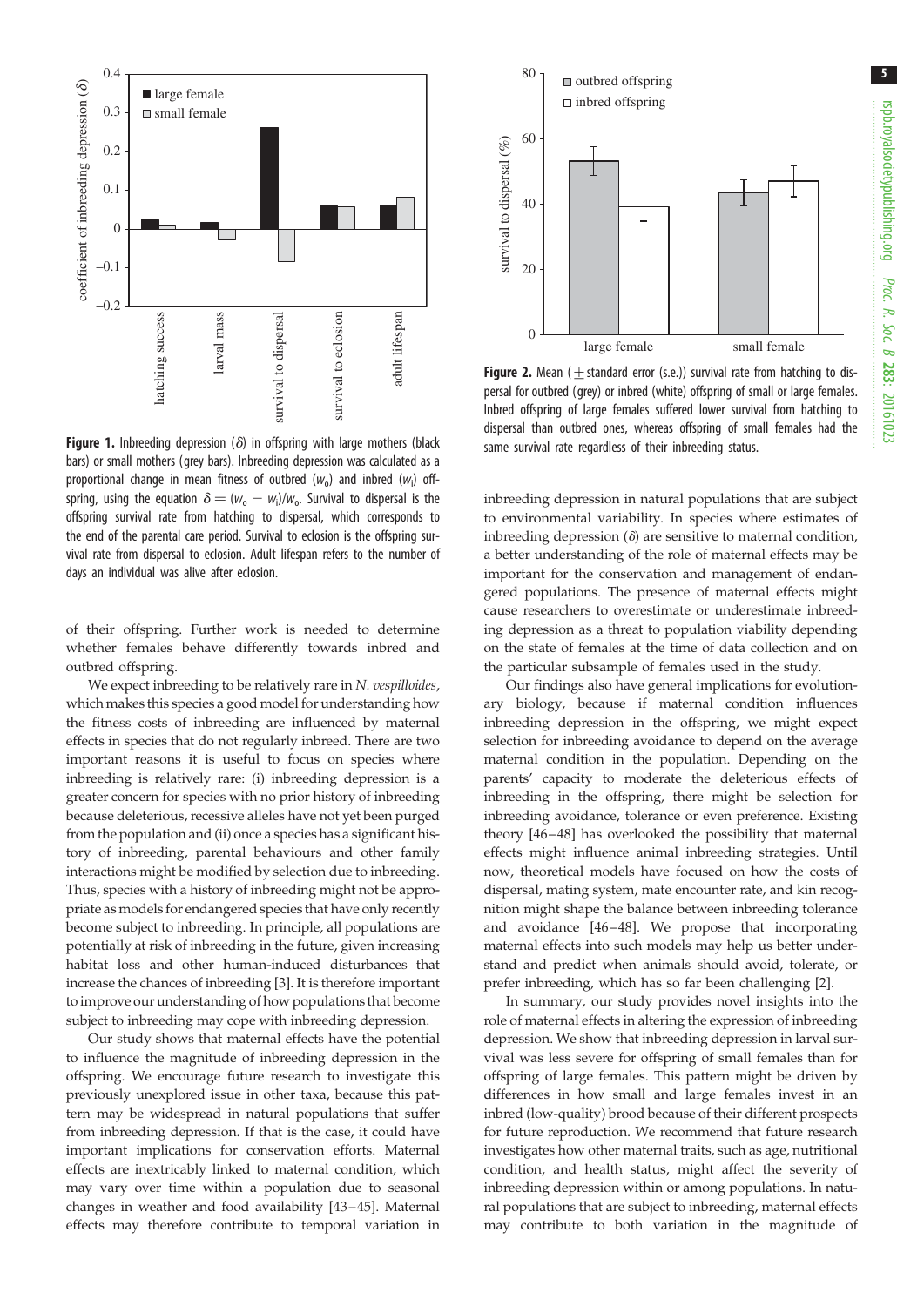**Figure 1.** Inbreeding depression ($\delta$) in offspring with large mothers (black bars) or small mothers (grey bars). Inbreeding depression was calculated as a proportional change in mean fitness of outbred ($w_o$) and inbred ($w_i$) offspring, using the equation $\delta = (w_o - w_i)/w_o$. Survival to dispersal is the offspring survival rate from hatching to dispersal, which corresponds to the end of the parental care period. Survival to eclosion is the offspring survival rate from dispersal to eclosion. Adult lifespan refers to the number of days an individual was alive after eclosion.

**Figure 2.** Mean ($\pm$ standard error (s.e.)) survival rate from hatching to dispersal for outbred (grey) or inbred (white) offspring of small or large females. Inbred offspring of large females suffered lower survival from hatching to dispersal than outbred ones, whereas offspring of small females had the same survival rate regardless of their inbreeding status.

of their offspring. Further work is needed to determine whether females behave differently towards inbred and outbred offspring.

We expect inbreeding to be relatively rare in *N. vespilloides*, which makes this species a good model for understanding how the fitness costs of inbreeding are influenced by maternal effects in species that do not regularly inbreed. There are two important reasons it is useful to focus on species where inbreeding is relatively rare: (i) inbreeding depression is a greater concern for species with no prior history of inbreeding because deleterious, recessive alleles have not yet been purged from the population and (ii) once a species has a significant history of inbreeding, parental behaviours and other family interactions might be modified by selection due to inbreeding. Thus, species with a history of inbreeding might not be appropriate as models for endangered species that have only recently become subject to inbreeding. In principle, all populations are potentially at risk of inbreeding in the future, given increasing habitat loss and other human-induced disturbances that increase the chances of inbreeding [3]. It is therefore important to improve our understanding of how populations that become subject to inbreeding may cope with inbreeding depression.

Our study shows that maternal effects have the potential to influence the magnitude of inbreeding depression in the offspring. We encourage future research to investigate this previously unexplored issue in other taxa, because this pattern may be widespread in natural populations that suffer from inbreeding depression. If that is the case, it could have important implications for conservation efforts. Maternal effects are inextricably linked to maternal condition, which may vary over time within a population due to seasonal changes in weather and food availability [43–45]. Maternal effects may therefore contribute to temporal variation in inbreeding depression in natural populations that are subject to environmental variability. In species where estimates of inbreeding depression ($\delta$) are sensitive to maternal condition, a better understanding of the role of maternal effects may be important for the conservation and management of endangered populations. The presence of maternal effects might cause researchers to overestimate or underestimate inbreeding depression as a threat to population viability depending on the state of females at the time of data collection and on the particular subsample of females used in the study.

Our findings also have general implications for evolutionary biology, because if maternal condition influences inbreeding depression in the offspring, we might expect selection for inbreeding avoidance to depend on the average maternal condition in the population. Depending on the parents' capacity to moderate the deleterious effects of inbreeding in the offspring, there might be selection for inbreeding avoidance, tolerance or even preference. Existing theory [46–48] has overlooked the possibility that maternal effects might influence animal inbreeding strategies. Until now, theoretical models have focused on how the costs of dispersal, mating system, mate encounter rate, and kin recognition might shape the balance between inbreeding tolerance and avoidance [46–48]. We propose that incorporating maternal effects into such models may help us better understand and predict when animals should avoid, tolerate, or prefer inbreeding, which has so far been challenging [2].

In summary, our study provides novel insights into the role of maternal effects in altering the expression of inbreeding depression. We show that inbreeding depression in larval survival was less severe for offspring of small females than for offspring of large females. This pattern might be driven by differences in how small and large females invest in an inbred (low-quality) brood because of their different prospects for future reproduction. We recommend that future research investigates how other maternal traits, such as age, nutritional condition, and health status, might affect the severity of inbreeding depression within or among populations. In natural populations that are subject to inbreeding, maternal effects may contribute to both variation in the magnitude of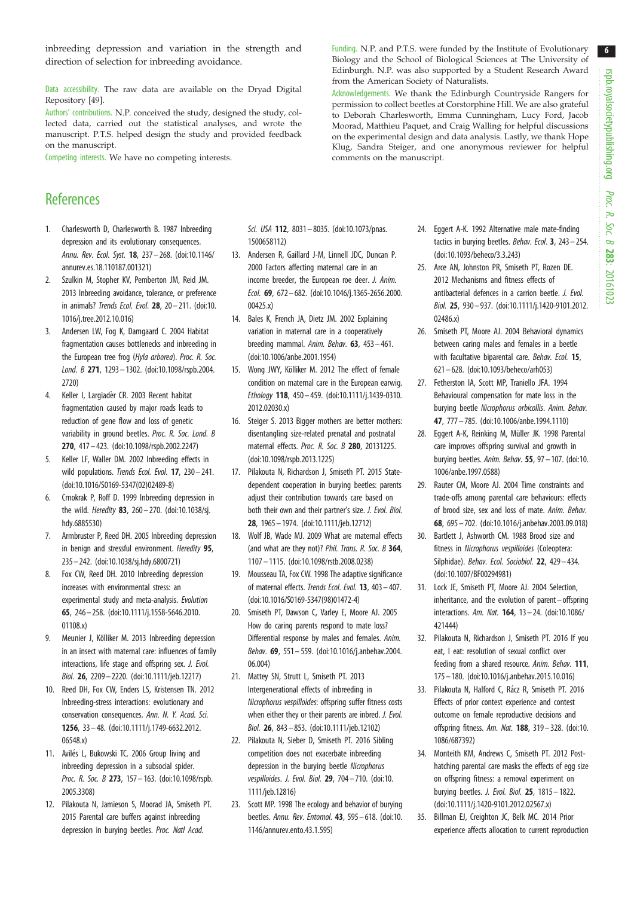inbreeding depression and variation in the strength and direction of selection for inbreeding avoidance.

Data accessibility. The raw data are available on the Dryad Digital Repository [49].

Authors' contributions. N.P. conceived the study, designed the study, collected data, carried out the statistical analyses, and wrote the manuscript. P.T.S. helped design the study and provided feedback on the manuscript.

Competing interests. We have no competing interests.

Funding. N.P. and P.T.S. were funded by the Institute of Evolutionary Biology and the School of Biological Sciences at The University of Edinburgh. N.P. was also supported by a Student Research Award from the American Society of Naturalists.

Acknowledgements. We thank the Edinburgh Countryside Rangers for permission to collect beetles at Corstorphine Hill. We are also grateful to Deborah Charlesworth, Emma Cunningham, Lucy Ford, Jacob Moorad, Matthieu Paquet, and Craig Walling for helpful discussions on the experimental design and data analysis. Lastly, we thank Hope Klug, Sandra Steiger, and one anonymous reviewer for helpful comments on the manuscript.

## References

1. Charlesworth D, Charlesworth B. 1987 Inbreeding depression and its evolutionary consequences. *Annu. Rev. Ecol. Syst.* **18**, 237–268. (doi:10.1146/annurev.es.18.110187.001321)
2. Szulkin M, Stopher KV, Pemberton JM, Reid JM. 2013 Inbreeding avoidance, tolerance, or preference in animals? *Trends Ecol. Evol.* **28**, 20–211. (doi:10.1016/j.tree.2012.10.016)
3. Andersen LW, Fog K, Damgaard C. 2004 Habitat fragmentation causes bottlenecks and inbreeding in the European tree frog (*Hyla arborea*). *Proc. R. Soc. Lond. B* **271**, 1293–1302. (doi:10.1098/rspb.2004.2720)
4. Keller I, Largiadèr CR. 2003 Recent habitat fragmentation caused by major roads leads to reduction of gene flow and loss of genetic variability in ground beetles. *Proc. R. Soc. Lond. B* **270**, 417–423. (doi:10.1098/rspb.2002.2247)
5. Keller LF, Waller DM. 2002 Inbreeding effects in wild populations. *Trends Ecol. Evol.* **17**, 230–241. (doi:10.1016/S0169-5347(02)02489-8)
6. Crnokrak P, Roff D. 1999 Inbreeding depression in the wild. *Heredity* **83**, 260–270. (doi:10.1038/sj.hdy.6885530)
7. Armbruster P, Reed DH. 2005 Inbreeding depression in benign and stressful environment. *Heredity* **95**, 235–242. (doi:10.1038/sj.hdy.6800721)
8. Fox CW, Reed DH. 2010 Inbreeding depression increases with environmental stress: an experimental study and meta-analysis. *Evolution* **65**, 246–258. (doi:10.1111/j.1558-5646.2010.01108.x)
9. Meunier J, Kölliker M. 2013 Inbreeding depression in an insect with maternal care: influences of family interactions, life stage and offspring sex. *J. Evol. Biol.* **26**, 2209–2220. (doi:10.1111/jeb.12217)
10. Reed DH, Fox CW, Enders LS, Kristensen TN. 2012 Inbreeding-stress interactions: evolutionary and conservation consequences. *Ann. N. Y. Acad. Sci.* **1256**, 33–48. (doi:10.1111/j.1749-6632.2012.06548.x)
11. Avilés L, Bukowski TC. 2006 Group living and inbreeding depression in a subsocial spider. *Proc. R. Soc. B* **273**, 157–163. (doi:10.1098/rspb.2005.3308)
12. Pilakouta N, Jamieson S, Moorad JA, Smiseth PT. 2015 Parental care buffers against inbreeding depression in burying beetles. *Proc. Natl Acad. Sci. USA* **112**, 8031–8035. (doi:10.1073/pnas.1500658112)
13. Andersen R, Gaillard J-M, Linnell JDC, Duncan P. 2000 Factors affecting maternal care in an income breeder, the European roe deer. *J. Anim. Ecol.* **69**, 672–682. (doi:10.1046/j.1365-2656.2000.00425.x)
14. Bales K, French JA, Dietz JM. 2002 Explaining variation in maternal care in a cooperatively breeding mammal. *Anim. Behav.* **63**, 453–461. (doi:10.1006/anbe.2001.1954)
15. Wong JWY, Kölliker M. 2012 The effect of female condition on maternal care in the European earwig. *Ethology* **118**, 450–459. (doi:10.1111/j.1439-0310.2012.02030.x)
16. Steiger S. 2013 Bigger mothers are better mothers: disentangling size-related prenatal and postnatal maternal effects. *Proc. R. Soc. B* **280**, 20131225. (doi:10.1098/rspb.2013.1225)
17. Pilakouta N, Richardson J, Smiseth PT. 2015 State-dependent cooperation in burying beetles: parents adjust their contribution towards care based on both their own and their partner's size. *J. Evol. Biol.* **28**, 1965–1974. (doi:10.1111/jeb.12712)
18. Wolf JB, Wade MJ. 2009 What are maternal effects (and what are they not)? *Phil. Trans. R. Soc. B* **364**, 1107–1115. (doi:10.1098/rstb.2008.0238)
19. Mousseau TA, Fox CW. 1998 The adaptive significance of maternal effects. *Trends Ecol. Evol.* **13**, 403–407. (doi:10.1016/S0169-5347(98)01472-4)
20. Smiseth PT, Dawson C, Varley E, Moore AJ. 2005 How do caring parents respond to mate loss? Differential response by males and females. *Anim. Behav.* **69**, 551–559. (doi:10.1016/j.anbehav.2004.06.004)
21. Mattey SN, Strutt L, Smiseth PT. 2013 Intergenerational effects of inbreeding in *Nicrophorus vespilloides*: offspring suffer fitness costs when either they or their parents are inbred. *J. Evol. Biol.* **26**, 843–853. (doi:10.1111/jeb.12102)
22. Pilakouta N, Sieber D, Smiseth PT. 2016 Sibling competition does not exacerbate inbreeding depression in the burying beetle *Nicrophorus vespilloides*. *J. Evol. Biol.* **29**, 704–710. (doi:10.1111/jeb.12816)
23. Scott MP. 1998 The ecology and behavior of burying beetles. *Annu. Rev. Entomol.* **43**, 595–618. (doi:10.1146/annurev.ento.43.1.595)
24. Eggert A-K. 1992 Alternative male mate-finding tactics in burying beetles. *Behav. Ecol.* **3**, 243–254. (doi:10.1093/beheco/3.3.243)
25. Arce AN, Johnston PR, Smiseth PT, Rozen DE. 2012 Mechanisms and fitness effects of antibacterial defences in a carrion beetle. *J. Evol. Biol.* **25**, 930–937. (doi:10.1111/j.1420-9101.2012.02486.x)
26. Smiseth PT, Moore AJ. 2004 Behavioral dynamics between caring males and females in a beetle with facultative biparental care. *Behav. Ecol.* **15**, 621–628. (doi:10.1093/beheco/arh053)
27. Fetherston IA, Scott MP, Traniello JFA. 1994 Behavioural compensation for mate loss in the burying beetle *Nicrophorus orbicollis*. *Anim. Behav.* **47**, 777–785. (doi:10.1006/anbe.1994.1110)
28. Eggert A-K, Reinking M, Müller JK. 1998 Parental care improves offspring survival and growth in burying beetles. *Anim. Behav.* **55**, 97–107. (doi:10.1006/anbe.1997.0588)
29. Rauter CM, Moore AJ. 2004 Time constraints and trade-offs among parental care behaviours: effects of brood size, sex and loss of mate. *Anim. Behav.* **68**, 695–702. (doi:10.1016/j.anbehav.2003.09.018)
30. Bartlett J, Ashworth CM. 1988 Brood size and fitness in *Nicrophorus vespilloides* (Coleoptera: Silphidae). *Behav. Ecol. Sociobiol.* **22**, 429–434. (doi:10.1007/BF00294981)
31. Lock JE, Smiseth PT, Moore AJ. 2004 Selection, inheritance, and the evolution of parent–offspring interactions. *Am. Nat.* **164**, 13–24. (doi:10.1086/421444)
32. Pilakouta N, Richardson J, Smiseth PT. 2016 If you eat, I eat: resolution of sexual conflict over feeding from a shared resource. *Anim. Behav.* **111**, 175–180. (doi:10.1016/j.anbehav.2015.10.016)
33. Pilakouta N, Halford C, Rácz R, Smiseth PT. 2016 Effects of prior contest experience and contest outcome on female reproductive decisions and offspring fitness. *Am. Nat.* **188**, 319–328. (doi:10.1086/687392)
34. Monteith KM, Andrews C, Smiseth PT. 2012 Post-hatching parental care masks the effects of egg size on offspring fitness: a removal experiment on burying beetles. *J. Evol. Biol.* **25**, 1815–1822. (doi:10.1111/j.1420-9101.2012.02567.x)
35. Billman EJ, Creighton JC, Belk MC. 2014 Prior experience affects allocation to current reproduction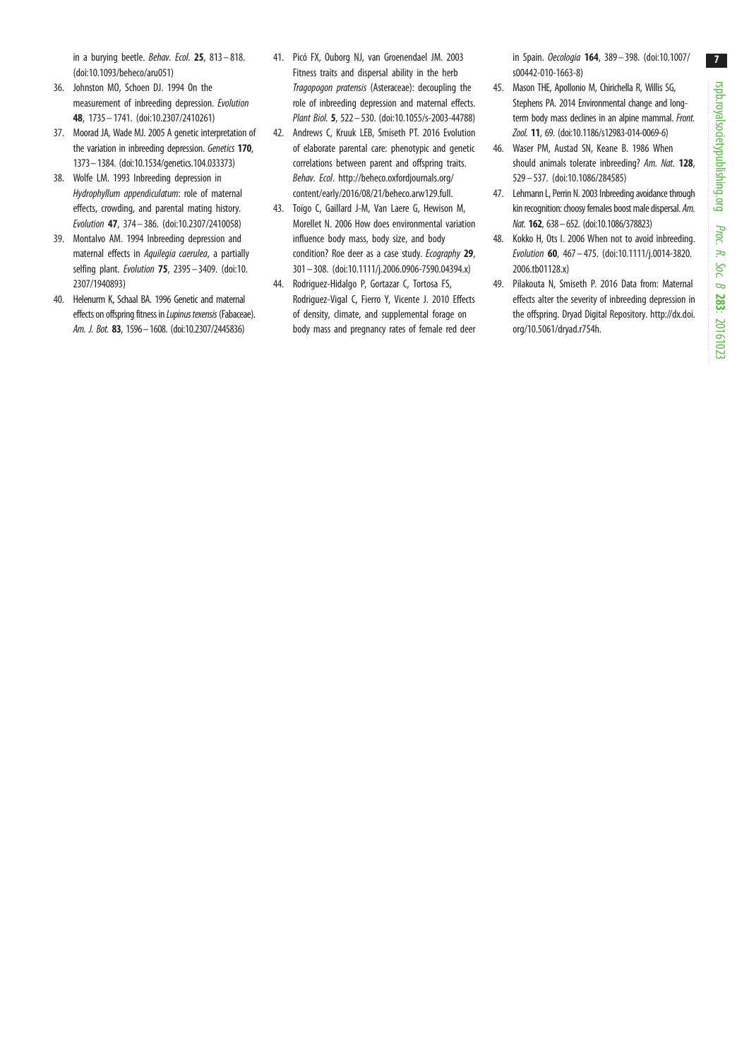in a burying beetle. *Behav. Ecol.* **25**, 813–818. (doi:10.1093/beheco/aru051)

36. Johnston MO, Schoen DJ. 1994 On the measurement of inbreeding depression. *Evolution* **48**, 1735–1741. (doi:10.2307/2410261)
37. Moorad JA, Wade MJ. 2005 A genetic interpretation of the variation in inbreeding depression. *Genetics* **170**, 1373–1384. (doi:10.1534/genetics.104.033373)
38. Wolfe LM. 1993 Inbreeding depression in *Hydrophyllum appendiculatum*: role of maternal effects, crowding, and parental mating history. *Evolution* **47**, 374–386. (doi:10.2307/2410058)
39. Montalvo AM. 1994 Inbreeding depression and maternal effects in *Aquilegia caerulea*, a partially selfing plant. *Evolution* **75**, 2395–3409. (doi:10.2307/1940893)
40. Helenurm K, Schaal BA. 1996 Genetic and maternal effects on offspring fitness in *Lupinus texensis* (Fabaceae). *Am. J. Bot.* **83**, 1596–1608. (doi:10.2307/2445836)
41. Picó FX, Ouborg NJ, van Groenendael JM. 2003 Fitness traits and dispersal ability in the herb *Tragopogon pratensis* (Asteraceae): decoupling the role of inbreeding depression and maternal effects. *Plant Biol.* **5**, 522–530. (doi:10.1055/s-2003-44788)
42. Andrews C, Kruuk LEB, Smiseth PT. 2016 Evolution of elaborate parental care: phenotypic and genetic correlations between parent and offspring traits. *Behav. Ecol*. http://beheco.oxfordjournals.org/content/early/2016/08/21/beheco.arw129.full.
43. Toïgo C, Gaillard J-M, Van Laere G, Hewison M, Morellet N. 2006 How does environmental variation influence body mass, body size, and body condition? Roe deer as a case study. *Ecography* **29**, 301–308. (doi:10.1111/j.2006.0906-7590.04394.x)
44. Rodriguez-Hidalgo P, Gortazar C, Tortosa FS, Rodriguez-Vigal C, Fierro Y, Vicente J. 2010 Effects of density, climate, and supplemental forage on body mass and pregnancy rates of female red deer in Spain. *Oecologia* **164**, 389–398. (doi:10.1007/s00442-010-1663-8)
45. Mason THE, Apollonio M, Chirichella R, Willis SG, Stephens PA. 2014 Environmental change and long-term body mass declines in an alpine mammal. *Front. Zool.* **11**, 69. (doi:10.1186/s12983-014-0069-6)
46. Waser PM, Austad SN, Keane B. 1986 When should animals tolerate inbreeding? *Am. Nat.* **128**, 529–537. (doi:10.1086/284585)
47. Lehmann L, Perrin N. 2003 Inbreeding avoidance through kin recognition: choosy females boost male dispersal. *Am. Nat.* **162**, 638–652. (doi:10.1086/378823)
48. Kokko H, Ots I. 2006 When not to avoid inbreeding. *Evolution* **60**, 467–475. (doi:10.1111/j.0014-3820.2006.tb01128.x)
49. Pilakouta N, Smiseth P. 2016 Data from: Maternal effects alter the severity of inbreeding depression in the offspring. Dryad Digital Repository. http://dx.doi.org/10.5061/dryad.r754h.